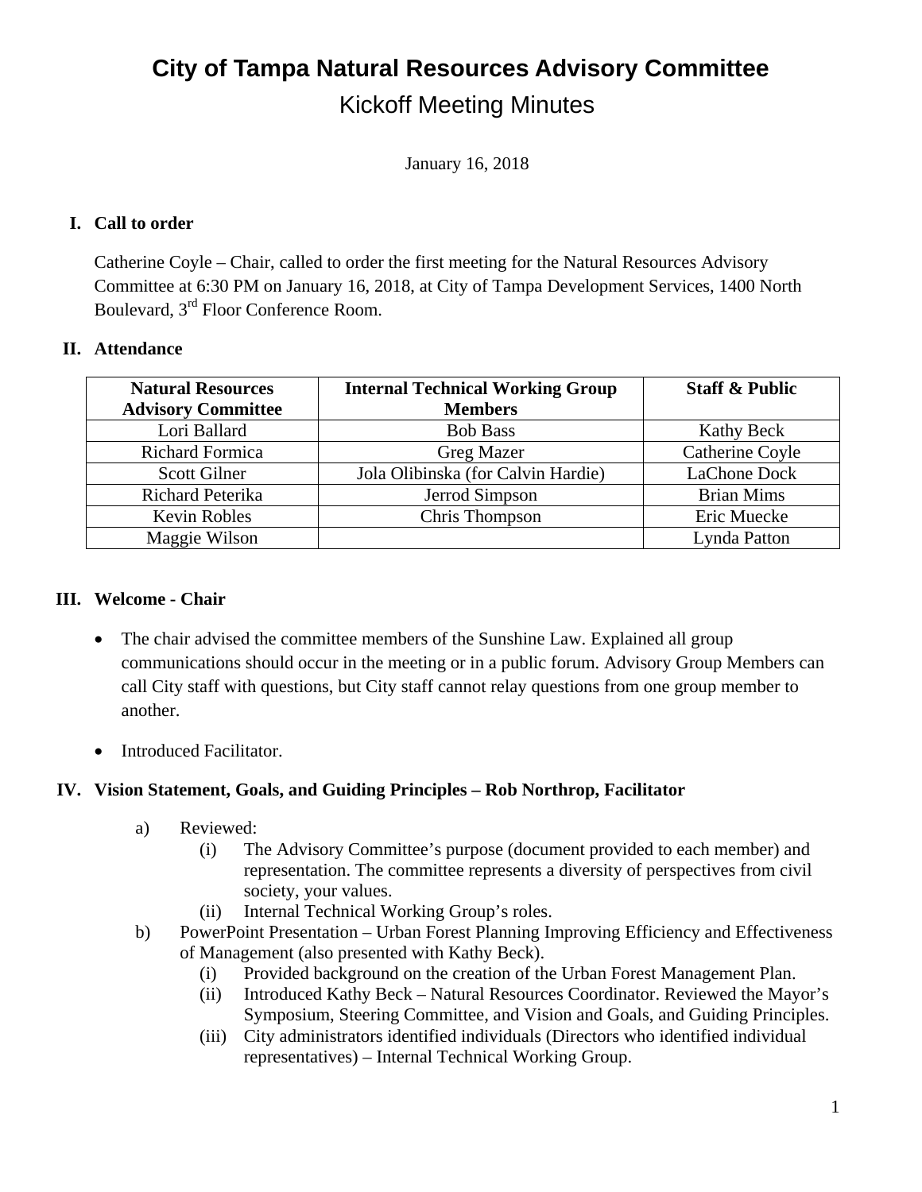# City of Tampa Natural Resources Advisory Committee

## Kickoff Meeting Minutes

January 16, 2018

### I. Call to order

Catherine Coyle – Chair, called to order the first meeting for the Natural Resources Advisory Committee at 6:30 PM on January 16, 2018, at City of Tampa Development Services, 1400 North Boulevard, 3rd Floor Conference Room.

### II. Attendance

| Natural Resources Advisory Committee | Internal Technical Working Group Members | Staff & Public |
|---|---|---|
| Lori Ballard | Bob Bass | Kathy Beck |
| Richard Formica | Greg Mazer | Catherine Coyle |
| Scott Gilner | Jola Olibinska (for Calvin Hardie) | LaChone Dock |
| Richard Peterika | Jerrod Simpson | Brian Mims |
| Kevin Robles | Chris Thompson | Eric Muecke |
| Maggie Wilson | | Lynda Patton |

### III. Welcome - Chair

- The chair advised the committee members of the Sunshine Law. Explained all group communications should occur in the meeting or in a public forum. Advisory Group Members can call City staff with questions, but City staff cannot relay questions from one group member to another.
- Introduced Facilitator.

### IV. Vision Statement, Goals, and Guiding Principles – Rob Northrop, Facilitator

a) Reviewed:
   - (i) The Advisory Committee's purpose (document provided to each member) and representation. The committee represents a diversity of perspectives from civil society, your values.
   - (ii) Internal Technical Working Group's roles.

b) PowerPoint Presentation – Urban Forest Planning Improving Efficiency and Effectiveness of Management (also presented with Kathy Beck).
   - (i) Provided background on the creation of the Urban Forest Management Plan.
   - (ii) Introduced Kathy Beck – Natural Resources Coordinator. Reviewed the Mayor's Symposium, Steering Committee, and Vision and Goals, and Guiding Principles.
   - (iii) City administrators identified individuals (Directors who identified individual representatives) – Internal Technical Working Group.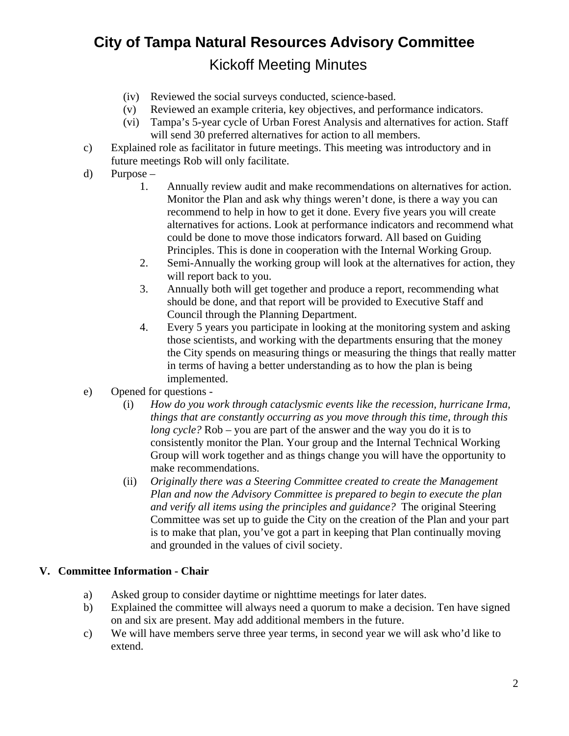# City of Tampa Natural Resources Advisory Committee

## Kickoff Meeting Minutes

- (iv) Reviewed the social surveys conducted, science-based.
- (v) Reviewed an example criteria, key objectives, and performance indicators.
- (vi) Tampa's 5-year cycle of Urban Forest Analysis and alternatives for action. Staff will send 30 preferred alternatives for action to all members.

c) Explained role as facilitator in future meetings. This meeting was introductory and in future meetings Rob will only facilitate.

d) Purpose –

1. Annually review audit and make recommendations on alternatives for action. Monitor the Plan and ask why things weren't done, is there a way you can recommend to help in how to get it done. Every five years you will create alternatives for actions. Look at performance indicators and recommend what could be done to move those indicators forward. All based on Guiding Principles. This is done in cooperation with the Internal Working Group.
2. Semi-Annually the working group will look at the alternatives for action, they will report back to you.
3. Annually both will get together and produce a report, recommending what should be done, and that report will be provided to Executive Staff and Council through the Planning Department.
4. Every 5 years you participate in looking at the monitoring system and asking those scientists, and working with the departments ensuring that the money the City spends on measuring things or measuring the things that really matter in terms of having a better understanding as to how the plan is being implemented.

e) Opened for questions -

- (i) *How do you work through cataclysmic events like the recession, hurricane Irma, things that are constantly occurring as you move through this time, through this long cycle?* Rob – you are part of the answer and the way you do it is to consistently monitor the Plan. Your group and the Internal Technical Working Group will work together and as things change you will have the opportunity to make recommendations.
- (ii) *Originally there was a Steering Committee created to create the Management Plan and now the Advisory Committee is prepared to begin to execute the plan and verify all items using the principles and guidance?* The original Steering Committee was set up to guide the City on the creation of the Plan and your part is to make that plan, you've got a part in keeping that Plan continually moving and grounded in the values of civil society.

### V. Committee Information - Chair

a) Asked group to consider daytime or nighttime meetings for later dates.

b) Explained the committee will always need a quorum to make a decision. Ten have signed on and six are present. May add additional members in the future.

c) We will have members serve three year terms, in second year we will ask who'd like to extend.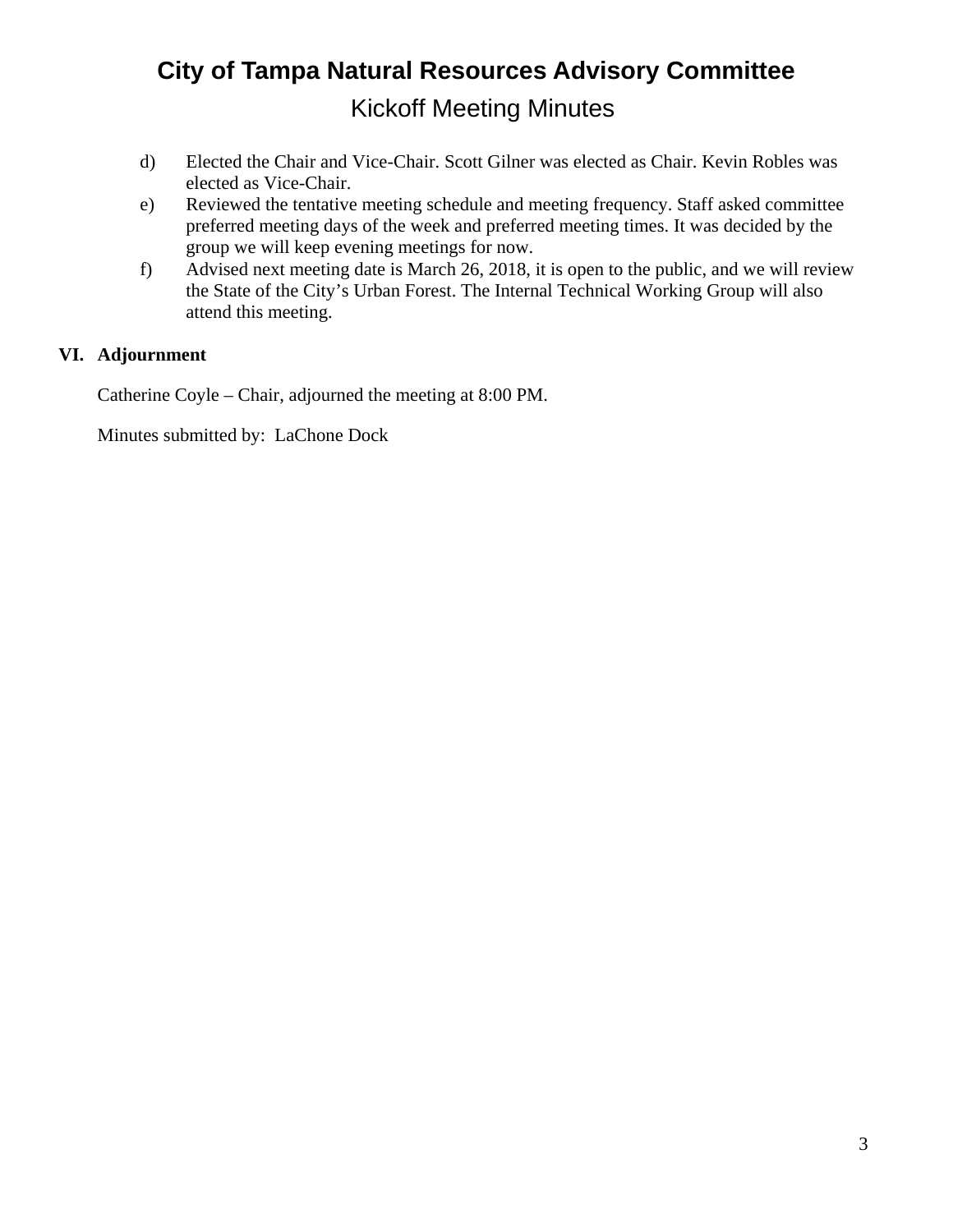# City of Tampa Natural Resources Advisory Committee

## Kickoff Meeting Minutes

d) Elected the Chair and Vice-Chair. Scott Gilner was elected as Chair. Kevin Robles was elected as Vice-Chair.

e) Reviewed the tentative meeting schedule and meeting frequency. Staff asked committee preferred meeting days of the week and preferred meeting times. It was decided by the group we will keep evening meetings for now.

f) Advised next meeting date is March 26, 2018, it is open to the public, and we will review the State of the City's Urban Forest. The Internal Technical Working Group will also attend this meeting.

**VI. Adjournment**

Catherine Coyle – Chair, adjourned the meeting at 8:00 PM.

Minutes submitted by: LaChone Dock